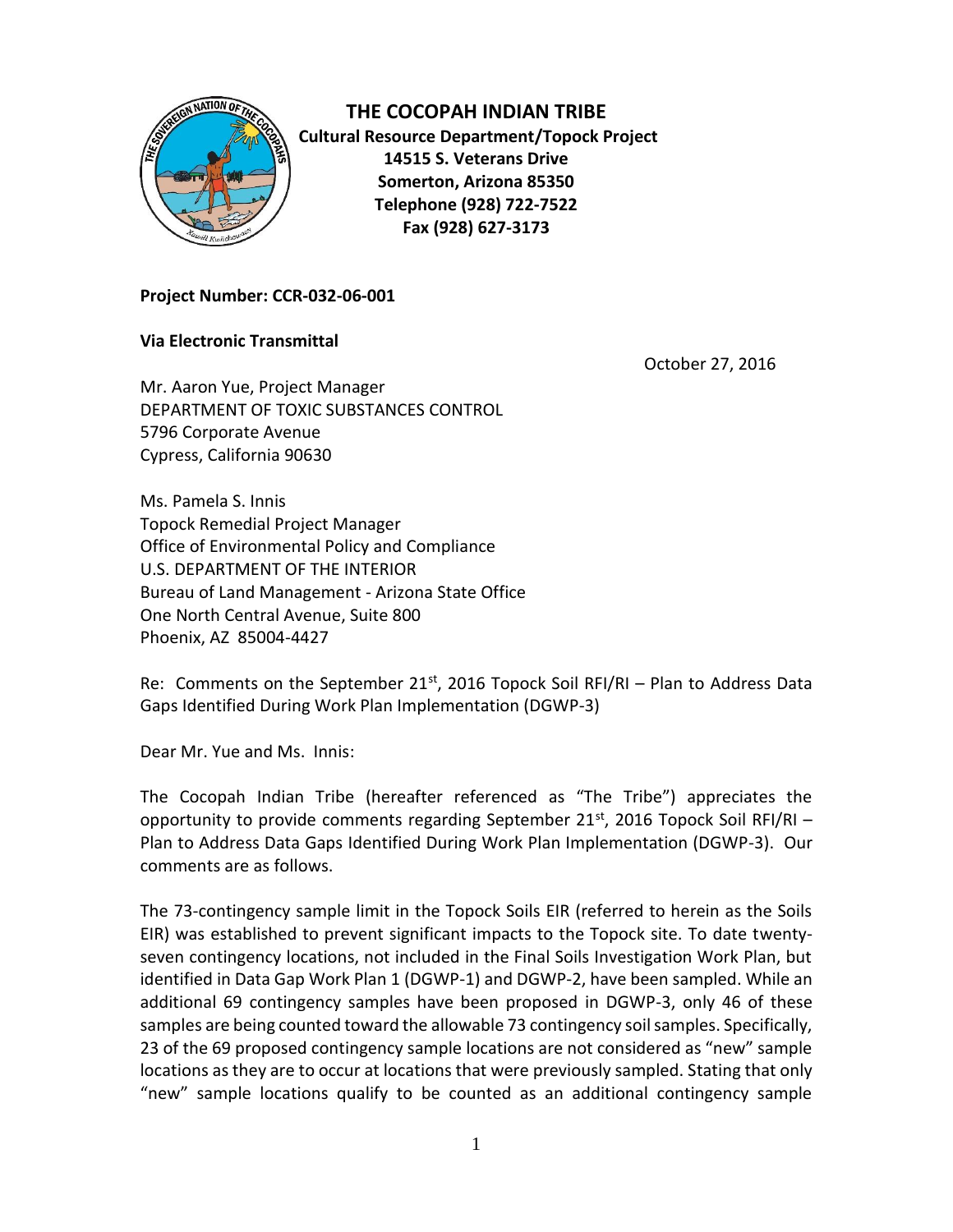# THE COCOPAH INDIAN TRIBE

**Cultural Resource Department/Topock Project**
**14515 S. Veterans Drive**
**Somerton, Arizona 85350**
**Telephone (928) 722-7522**
**Fax (928) 627-3173**

**Project Number: CCR-032-06-001**

**Via Electronic Transmittal**

October 27, 2016

Mr. Aaron Yue, Project Manager
DEPARTMENT OF TOXIC SUBSTANCES CONTROL
5796 Corporate Avenue
Cypress, California 90630

Ms. Pamela S. Innis
Topock Remedial Project Manager
Office of Environmental Policy and Compliance
U.S. DEPARTMENT OF THE INTERIOR
Bureau of Land Management - Arizona State Office
One North Central Avenue, Suite 800
Phoenix, AZ 85004-4427

Re: Comments on the September 21st, 2016 Topock Soil RFI/RI – Plan to Address Data Gaps Identified During Work Plan Implementation (DGWP-3)

Dear Mr. Yue and Ms. Innis:

The Cocopah Indian Tribe (hereafter referenced as "The Tribe") appreciates the opportunity to provide comments regarding September 21st, 2016 Topock Soil RFI/RI – Plan to Address Data Gaps Identified During Work Plan Implementation (DGWP-3). Our comments are as follows.

The 73-contingency sample limit in the Topock Soils EIR (referred to herein as the Soils EIR) was established to prevent significant impacts to the Topock site. To date twenty-seven contingency locations, not included in the Final Soils Investigation Work Plan, but identified in Data Gap Work Plan 1 (DGWP-1) and DGWP-2, have been sampled. While an additional 69 contingency samples have been proposed in DGWP-3, only 46 of these samples are being counted toward the allowable 73 contingency soil samples. Specifically, 23 of the 69 proposed contingency sample locations are not considered as "new" sample locations as they are to occur at locations that were previously sampled. Stating that only "new" sample locations qualify to be counted as an additional contingency sample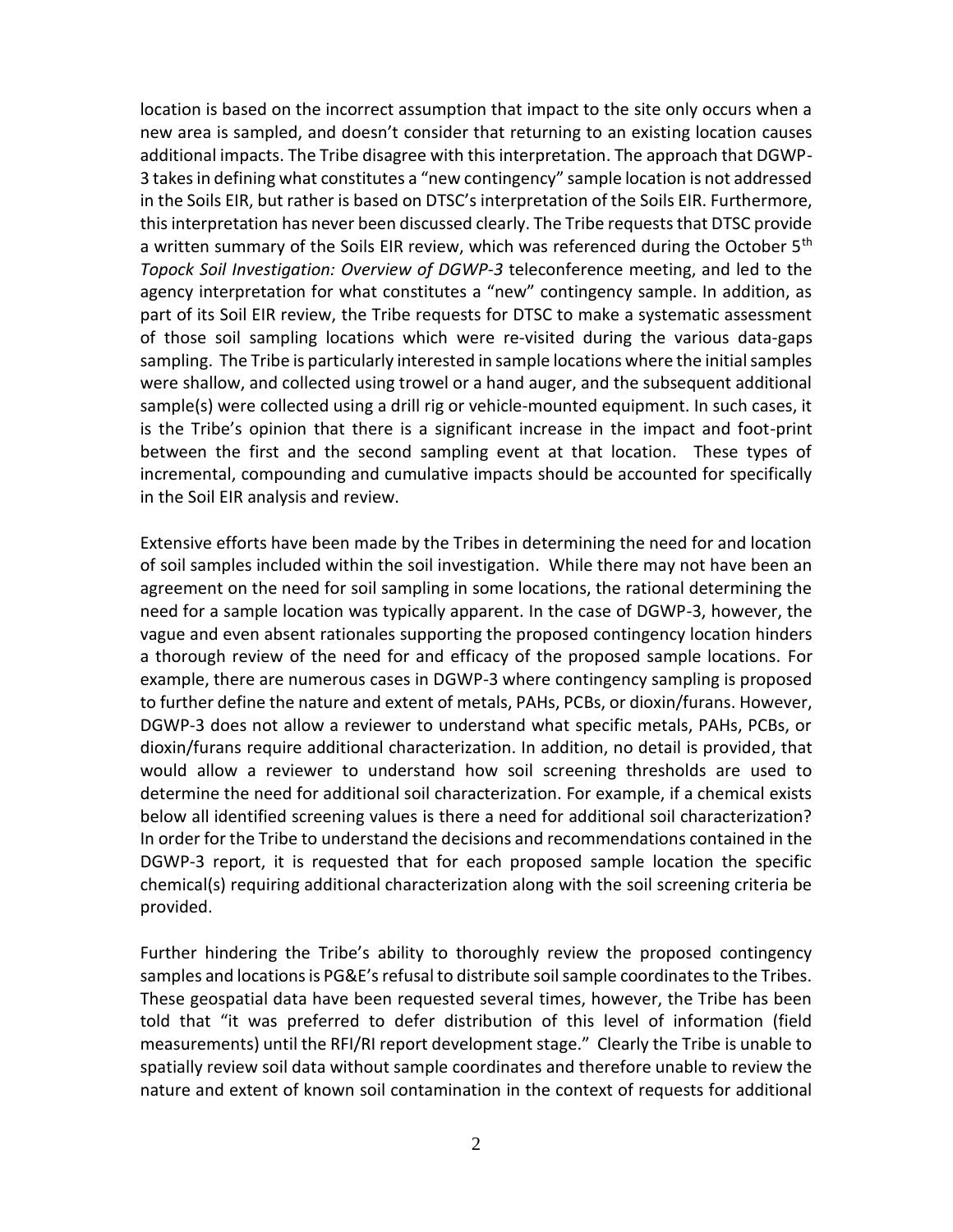location is based on the incorrect assumption that impact to the site only occurs when a new area is sampled, and doesn't consider that returning to an existing location causes additional impacts. The Tribe disagree with this interpretation. The approach that DGWP-3 takes in defining what constitutes a "new contingency" sample location is not addressed in the Soils EIR, but rather is based on DTSC's interpretation of the Soils EIR. Furthermore, this interpretation has never been discussed clearly. The Tribe requests that DTSC provide a written summary of the Soils EIR review, which was referenced during the October 5th *Topock Soil Investigation: Overview of DGWP-3* teleconference meeting, and led to the agency interpretation for what constitutes a "new" contingency sample. In addition, as part of its Soil EIR review, the Tribe requests for DTSC to make a systematic assessment of those soil sampling locations which were re-visited during the various data-gaps sampling. The Tribe is particularly interested in sample locations where the initial samples were shallow, and collected using trowel or a hand auger, and the subsequent additional sample(s) were collected using a drill rig or vehicle-mounted equipment. In such cases, it is the Tribe's opinion that there is a significant increase in the impact and foot-print between the first and the second sampling event at that location. These types of incremental, compounding and cumulative impacts should be accounted for specifically in the Soil EIR analysis and review.

Extensive efforts have been made by the Tribes in determining the need for and location of soil samples included within the soil investigation. While there may not have been an agreement on the need for soil sampling in some locations, the rational determining the need for a sample location was typically apparent. In the case of DGWP-3, however, the vague and even absent rationales supporting the proposed contingency location hinders a thorough review of the need for and efficacy of the proposed sample locations. For example, there are numerous cases in DGWP-3 where contingency sampling is proposed to further define the nature and extent of metals, PAHs, PCBs, or dioxin/furans. However, DGWP-3 does not allow a reviewer to understand what specific metals, PAHs, PCBs, or dioxin/furans require additional characterization. In addition, no detail is provided, that would allow a reviewer to understand how soil screening thresholds are used to determine the need for additional soil characterization. For example, if a chemical exists below all identified screening values is there a need for additional soil characterization? In order for the Tribe to understand the decisions and recommendations contained in the DGWP-3 report, it is requested that for each proposed sample location the specific chemical(s) requiring additional characterization along with the soil screening criteria be provided.

Further hindering the Tribe's ability to thoroughly review the proposed contingency samples and locations is PG&E's refusal to distribute soil sample coordinates to the Tribes. These geospatial data have been requested several times, however, the Tribe has been told that "it was preferred to defer distribution of this level of information (field measurements) until the RFI/RI report development stage." Clearly the Tribe is unable to spatially review soil data without sample coordinates and therefore unable to review the nature and extent of known soil contamination in the context of requests for additional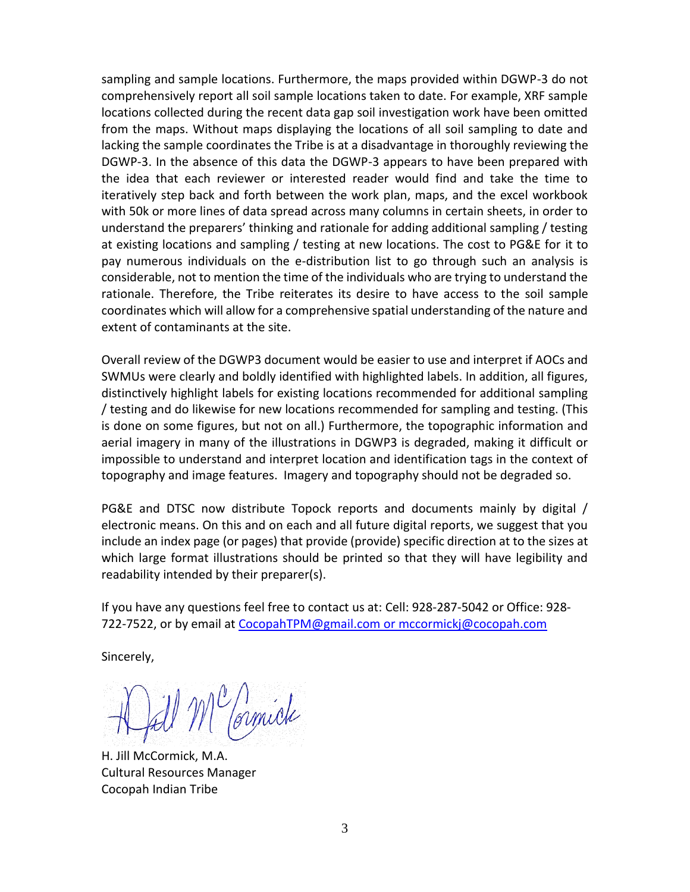sampling and sample locations. Furthermore, the maps provided within DGWP-3 do not comprehensively report all soil sample locations taken to date. For example, XRF sample locations collected during the recent data gap soil investigation work have been omitted from the maps. Without maps displaying the locations of all soil sampling to date and lacking the sample coordinates the Tribe is at a disadvantage in thoroughly reviewing the DGWP-3. In the absence of this data the DGWP-3 appears to have been prepared with the idea that each reviewer or interested reader would find and take the time to iteratively step back and forth between the work plan, maps, and the excel workbook with 50k or more lines of data spread across many columns in certain sheets, in order to understand the preparers' thinking and rationale for adding additional sampling / testing at existing locations and sampling / testing at new locations. The cost to PG&E for it to pay numerous individuals on the e-distribution list to go through such an analysis is considerable, not to mention the time of the individuals who are trying to understand the rationale. Therefore, the Tribe reiterates its desire to have access to the soil sample coordinates which will allow for a comprehensive spatial understanding of the nature and extent of contaminants at the site.

Overall review of the DGWP3 document would be easier to use and interpret if AOCs and SWMUs were clearly and boldly identified with highlighted labels. In addition, all figures, distinctively highlight labels for existing locations recommended for additional sampling / testing and do likewise for new locations recommended for sampling and testing. (This is done on some figures, but not on all.) Furthermore, the topographic information and aerial imagery in many of the illustrations in DGWP3 is degraded, making it difficult or impossible to understand and interpret location and identification tags in the context of topography and image features. Imagery and topography should not be degraded so.

PG&E and DTSC now distribute Topock reports and documents mainly by digital / electronic means. On this and on each and all future digital reports, we suggest that you include an index page (or pages) that provide (provide) specific direction at to the sizes at which large format illustrations should be printed so that they will have legibility and readability intended by their preparer(s).

If you have any questions feel free to contact us at: Cell: 928-287-5042 or Office: 928-722-7522, or by email at CocopahTPM@gmail.com or mccormickj@cocopah.com

Sincerely,

H. Jill McCormick, M.A.
Cultural Resources Manager
Cocopah Indian Tribe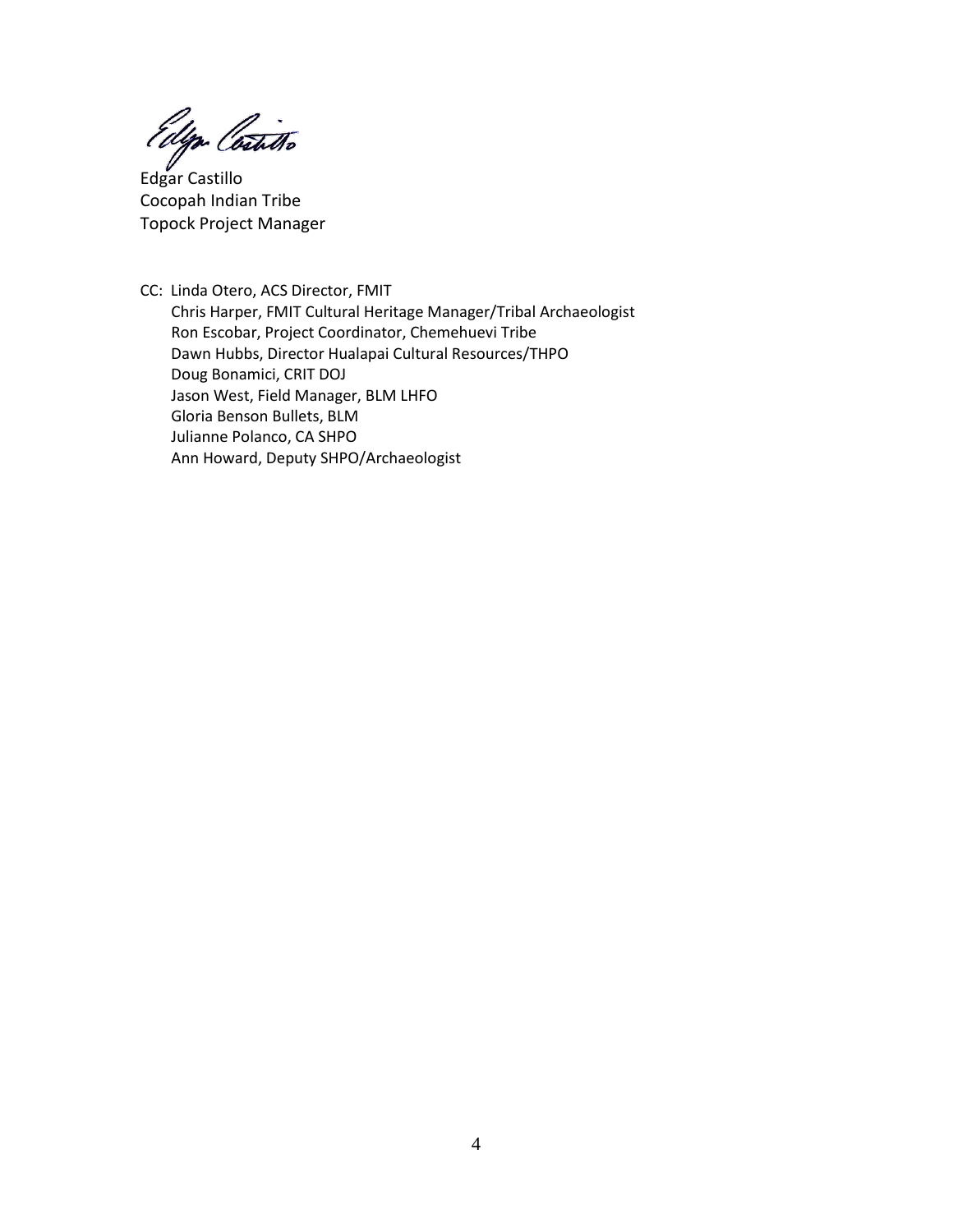Edgar Castillo
Cocopah Indian Tribe
Topock Project Manager

CC: Linda Otero, ACS Director, FMIT
Chris Harper, FMIT Cultural Heritage Manager/Tribal Archaeologist
Ron Escobar, Project Coordinator, Chemehuevi Tribe
Dawn Hubbs, Director Hualapai Cultural Resources/THPO
Doug Bonamici, CRIT DOJ
Jason West, Field Manager, BLM LHFO
Gloria Benson Bullets, BLM
Julianne Polanco, CA SHPO
Ann Howard, Deputy SHPO/Archaeologist